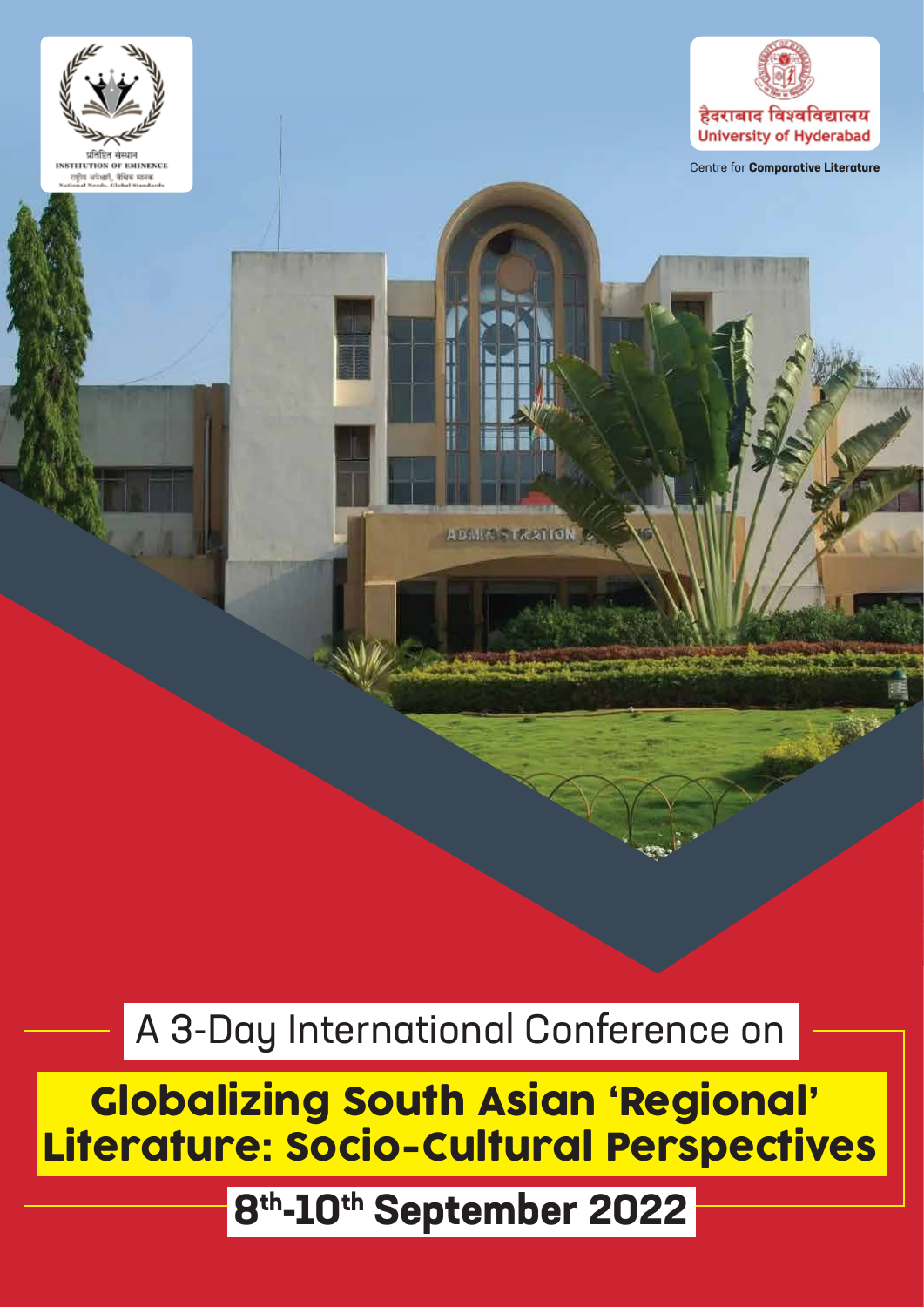प्रतिष्ठित संस्थान
INSTITUTION OF EMINENCE
राष्ट्रीय अपेक्षाएँ, वैश्विक मानक
National Needs. Global Standards

हैदराबाद विश्वविद्यालय
University of Hyderabad

Centre for **Comparative Literature**

A 3-Day International Conference on

# Globalizing South Asian 'Regional' Literature: Socio-Cultural Perspectives

## 8th-10th September 2022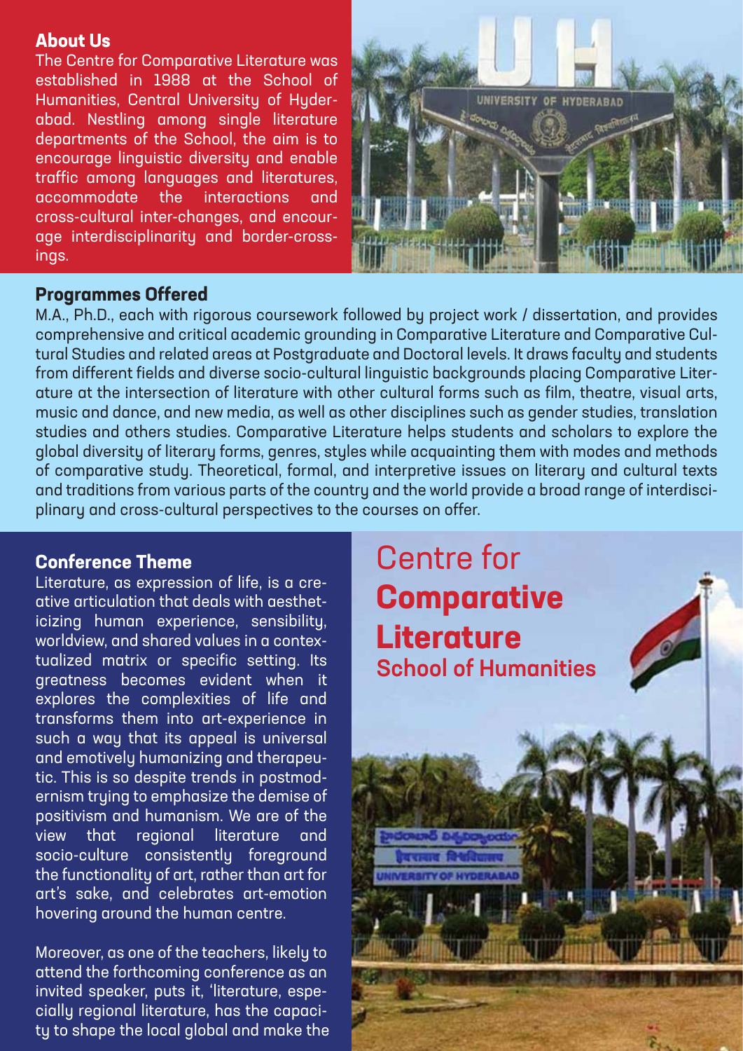## About Us

The Centre for Comparative Literature was established in 1988 at the School of Humanities, Central University of Hyderabad. Nestling among single literature departments of the School, the aim is to encourage linguistic diversity and enable traffic among languages and literatures, accommodate the interactions and cross-cultural inter-changes, and encourage interdisciplinarity and border-crossings.

## Programmes Offered

M.A., Ph.D., each with rigorous coursework followed by project work / dissertation, and provides comprehensive and critical academic grounding in Comparative Literature and Comparative Cultural Studies and related areas at Postgraduate and Doctoral levels. It draws faculty and students from different fields and diverse socio-cultural linguistic backgrounds placing Comparative Literature at the intersection of literature with other cultural forms such as film, theatre, visual arts, music and dance, and new media, as well as other disciplines such as gender studies, translation studies and others studies. Comparative Literature helps students and scholars to explore the global diversity of literary forms, genres, styles while acquainting them with modes and methods of comparative study. Theoretical, formal, and interpretive issues on literary and cultural texts and traditions from various parts of the country and the world provide a broad range of interdisciplinary and cross-cultural perspectives to the courses on offer.

## Conference Theme

Literature, as expression of life, is a creative articulation that deals with aestheticizing human experience, sensibility, worldview, and shared values in a contextualized matrix or specific setting. Its greatness becomes evident when it explores the complexities of life and transforms them into art-experience in such a way that its appeal is universal and emotively humanizing and therapeutic. This is so despite trends in postmodernism trying to emphasize the demise of positivism and humanism. We are of the view that regional literature and socio-culture consistently foreground the functionality of art, rather than art for art's sake, and celebrates art-emotion hovering around the human centre.

Moreover, as one of the teachers, likely to attend the forthcoming conference as an invited speaker, puts it, 'literature, especially regional literature, has the capacity to shape the local global and make the

# Centre for **Comparative Literature**

### School of Humanities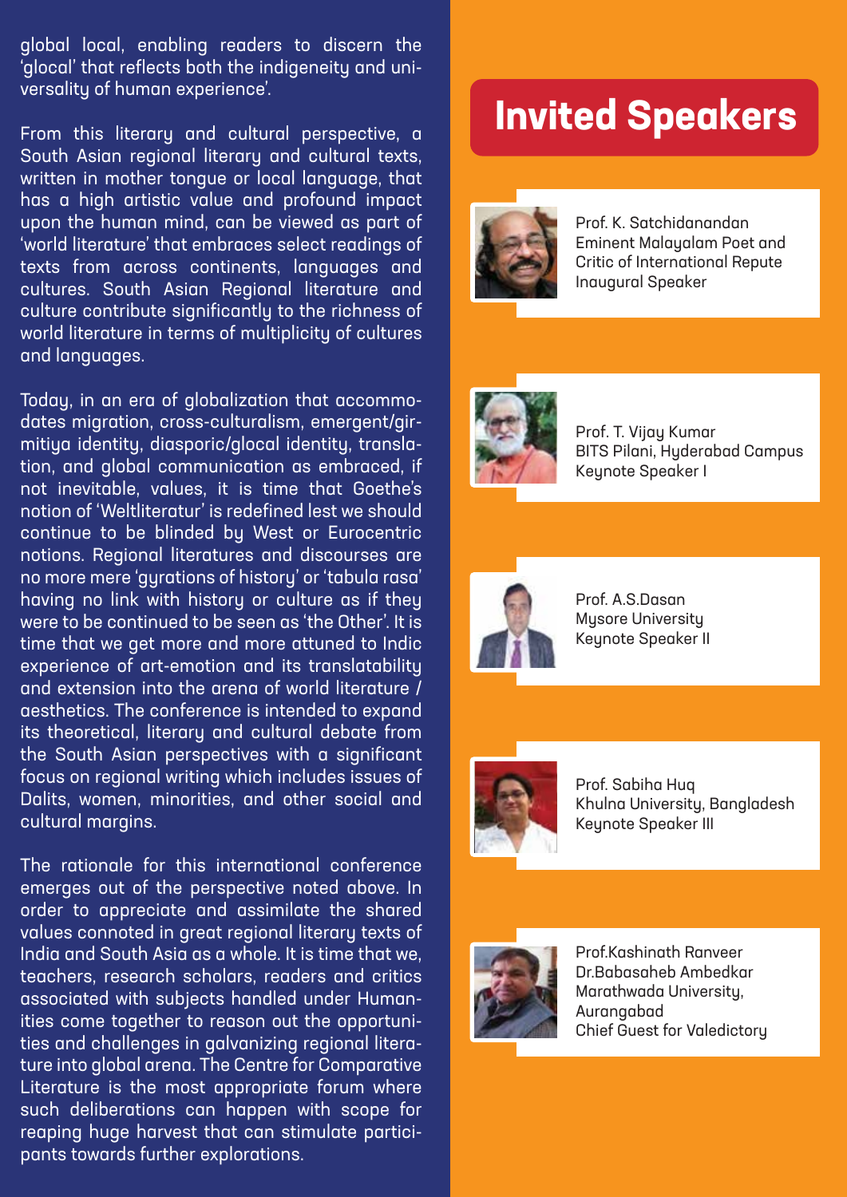global local, enabling readers to discern the 'glocal' that reflects both the indigeneity and universality of human experience'.

From this literary and cultural perspective, a South Asian regional literary and cultural texts, written in mother tongue or local language, that has a high artistic value and profound impact upon the human mind, can be viewed as part of 'world literature' that embraces select readings of texts from across continents, languages and cultures. South Asian Regional literature and culture contribute significantly to the richness of world literature in terms of multiplicity of cultures and languages.

Today, in an era of globalization that accommodates migration, cross-culturalism, emergent/girmitiya identity, diasporic/glocal identity, translation, and global communication as embraced, if not inevitable, values, it is time that Goethe's notion of 'Weltliteratur' is redefined lest we should continue to be blinded by West or Eurocentric notions. Regional literatures and discourses are no more mere 'gyrations of history' or 'tabula rasa' having no link with history or culture as if they were to be continued to be seen as 'the Other'. It is time that we get more and more attuned to Indic experience of art-emotion and its translatability and extension into the arena of world literature / aesthetics. The conference is intended to expand its theoretical, literary and cultural debate from the South Asian perspectives with a significant focus on regional writing which includes issues of Dalits, women, minorities, and other social and cultural margins.

The rationale for this international conference emerges out of the perspective noted above. In order to appreciate and assimilate the shared values connoted in great regional literary texts of India and South Asia as a whole. It is time that we, teachers, research scholars, readers and critics associated with subjects handled under Humanities come together to reason out the opportunities and challenges in galvanizing regional literature into global arena. The Centre for Comparative Literature is the most appropriate forum where such deliberations can happen with scope for reaping huge harvest that can stimulate participants towards further explorations.

# Invited Speakers

Prof. K. Satchidanandan
Eminent Malayalam Poet and Critic of International Repute
Inaugural Speaker

Prof. T. Vijay Kumar
BITS Pilani, Hyderabad Campus
Keynote Speaker I

Prof. A.S.Dasan
Mysore University
Keynote Speaker II

Prof. Sabiha Huq
Khulna University, Bangladesh
Keynote Speaker III

Prof.Kashinath Ranveer
Dr.Babasaheb Ambedkar Marathwada University, Aurangabad
Chief Guest for Valedictory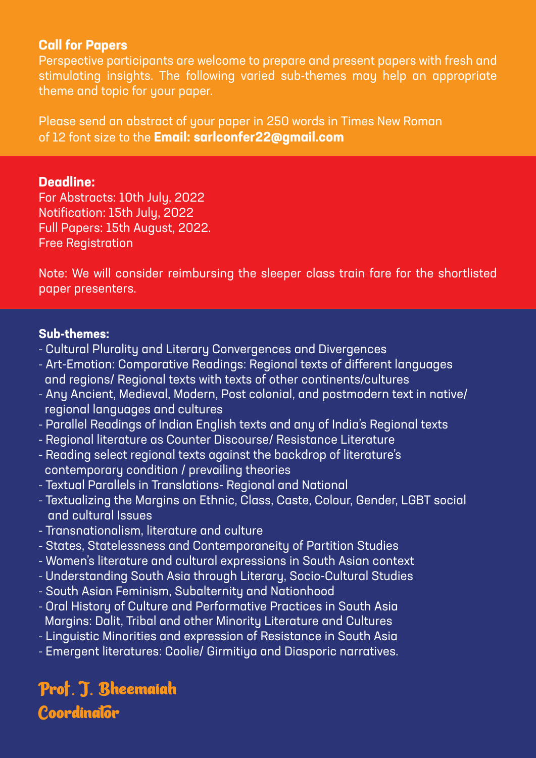**Call for Papers**

Perspective participants are welcome to prepare and present papers with fresh and stimulating insights. The following varied sub-themes may help an appropriate theme and topic for your paper.

Please send an abstract of your paper in 250 words in Times New Roman of 12 font size to the **Email: sarlconfer22@gmail.com**

**Deadline:**

For Abstracts: 10th July, 2022
Notification: 15th July, 2022
Full Papers: 15th August, 2022.
Free Registration

Note: We will consider reimbursing the sleeper class train fare for the shortlisted paper presenters.

**Sub-themes:**

- Cultural Plurality and Literary Convergences and Divergences
- Art-Emotion: Comparative Readings: Regional texts of different languages and regions/ Regional texts with texts of other continents/cultures
- Any Ancient, Medieval, Modern, Post colonial, and postmodern text in native/ regional languages and cultures
- Parallel Readings of Indian English texts and any of India's Regional texts
- Regional literature as Counter Discourse/ Resistance Literature
- Reading select regional texts against the backdrop of literature's contemporary condition / prevailing theories
- Textual Parallels in Translations- Regional and National
- Textualizing the Margins on Ethnic, Class, Caste, Colour, Gender, LGBT social and cultural Issues
- Transnationalism, literature and culture
- States, Statelessness and Contemporaneity of Partition Studies
- Women's literature and cultural expressions in South Asian context
- Understanding South Asia through Literary, Socio-Cultural Studies
- South Asian Feminism, Subalternity and Nationhood
- Oral History of Culture and Performative Practices in South Asia Margins: Dalit, Tribal and other Minority Literature and Cultures
- Linguistic Minorities and expression of Resistance in South Asia
- Emergent literatures: Coolie/ Girmitiya and Diasporic narratives.

**Prof. J. Bheemaiah**
**Coordinator**